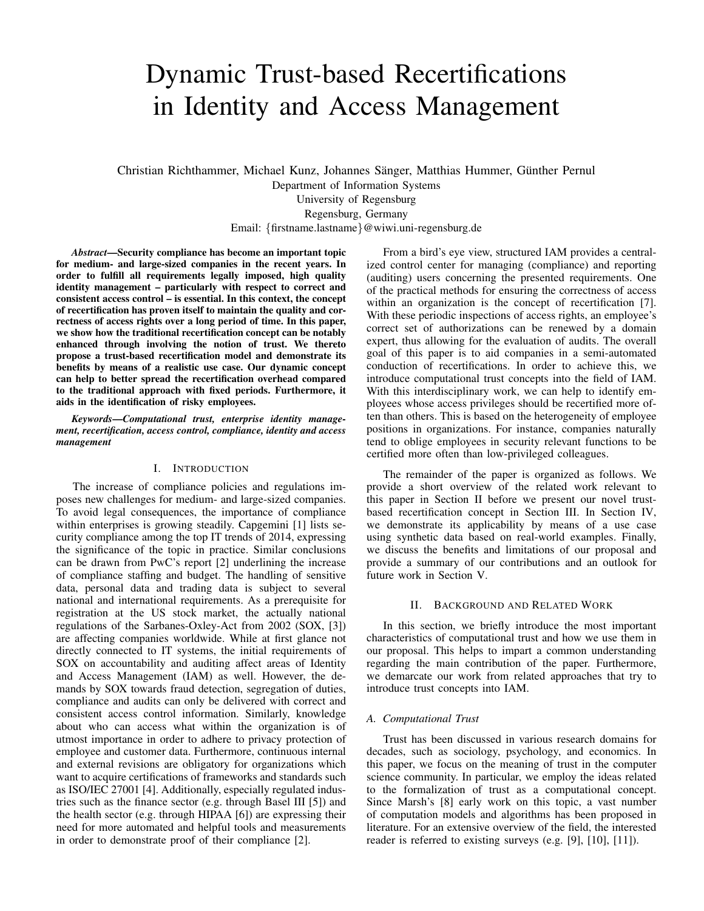# Dynamic Trust-based Recertifications in Identity and Access Management

Christian Richthammer, Michael Kunz, Johannes Sänger, Matthias Hummer, Günther Pernul
Department of Information Systems
University of Regensburg
Regensburg, Germany
Email: {firstname.lastname}@wiwi.uni-regensburg.de

***Abstract*—Security compliance has become an important topic for medium- and large-sized companies in the recent years. In order to fulfill all requirements legally imposed, high quality identity management – particularly with respect to correct and consistent access control – is essential. In this context, the concept of recertification has proven itself to maintain the quality and correctness of access rights over a long period of time. In this paper, we show how the traditional recertification concept can be notably enhanced through involving the notion of trust. We thereto propose a trust-based recertification model and demonstrate its benefits by means of a realistic use case. Our dynamic concept can help to better spread the recertification overhead compared to the traditional approach with fixed periods. Furthermore, it aids in the identification of risky employees.**

***Keywords*—*Computational trust, enterprise identity management, recertification, access control, compliance, identity and access management***

## I. Introduction

The increase of compliance policies and regulations imposes new challenges for medium- and large-sized companies. To avoid legal consequences, the importance of compliance within enterprises is growing steadily. Capgemini [1] lists security compliance among the top IT trends of 2014, expressing the significance of the topic in practice. Similar conclusions can be drawn from PwC's report [2] underlining the increase of compliance staffing and budget. The handling of sensitive data, personal data and trading data is subject to several national and international requirements. As a prerequisite for registration at the US stock market, the actually national regulations of the Sarbanes-Oxley-Act from 2002 (SOX, [3]) are affecting companies worldwide. While at first glance not directly connected to IT systems, the initial requirements of SOX on accountability and auditing affect areas of Identity and Access Management (IAM) as well. However, the demands by SOX towards fraud detection, segregation of duties, compliance and audits can only be delivered with correct and consistent access control information. Similarly, knowledge about who can access what within the organization is of utmost importance in order to adhere to privacy protection of employee and customer data. Furthermore, continuous internal and external revisions are obligatory for organizations which want to acquire certifications of frameworks and standards such as ISO/IEC 27001 [4]. Additionally, especially regulated industries such as the finance sector (e.g. through Basel III [5]) and the health sector (e.g. through HIPAA [6]) are expressing their need for more automated and helpful tools and measurements in order to demonstrate proof of their compliance [2].

From a bird's eye view, structured IAM provides a centralized control center for managing (compliance) and reporting (auditing) users concerning the presented requirements. One of the practical methods for ensuring the correctness of access within an organization is the concept of recertification [7]. With these periodic inspections of access rights, an employee's correct set of authorizations can be renewed by a domain expert, thus allowing for the evaluation of audits. The overall goal of this paper is to aid companies in a semi-automated conduction of recertifications. In order to achieve this, we introduce computational trust concepts into the field of IAM. With this interdisciplinary work, we can help to identify employees whose access privileges should be recertified more often than others. This is based on the heterogeneity of employee positions in organizations. For instance, companies naturally tend to oblige employees in security relevant functions to be certified more often than low-privileged colleagues.

The remainder of the paper is organized as follows. We provide a short overview of the related work relevant to this paper in Section II before we present our novel trust-based recertification concept in Section III. In Section IV, we demonstrate its applicability by means of a use case using synthetic data based on real-world examples. Finally, we discuss the benefits and limitations of our proposal and provide a summary of our contributions and an outlook for future work in Section V.

## II. Background and Related Work

In this section, we briefly introduce the most important characteristics of computational trust and how we use them in our proposal. This helps to impart a common understanding regarding the main contribution of the paper. Furthermore, we demarcate our work from related approaches that try to introduce trust concepts into IAM.

### *A. Computational Trust*

Trust has been discussed in various research domains for decades, such as sociology, psychology, and economics. In this paper, we focus on the meaning of trust in the computer science community. In particular, we employ the ideas related to the formalization of trust as a computational concept. Since Marsh's [8] early work on this topic, a vast number of computation models and algorithms has been proposed in literature. For an extensive overview of the field, the interested reader is referred to existing surveys (e.g. [9], [10], [11]).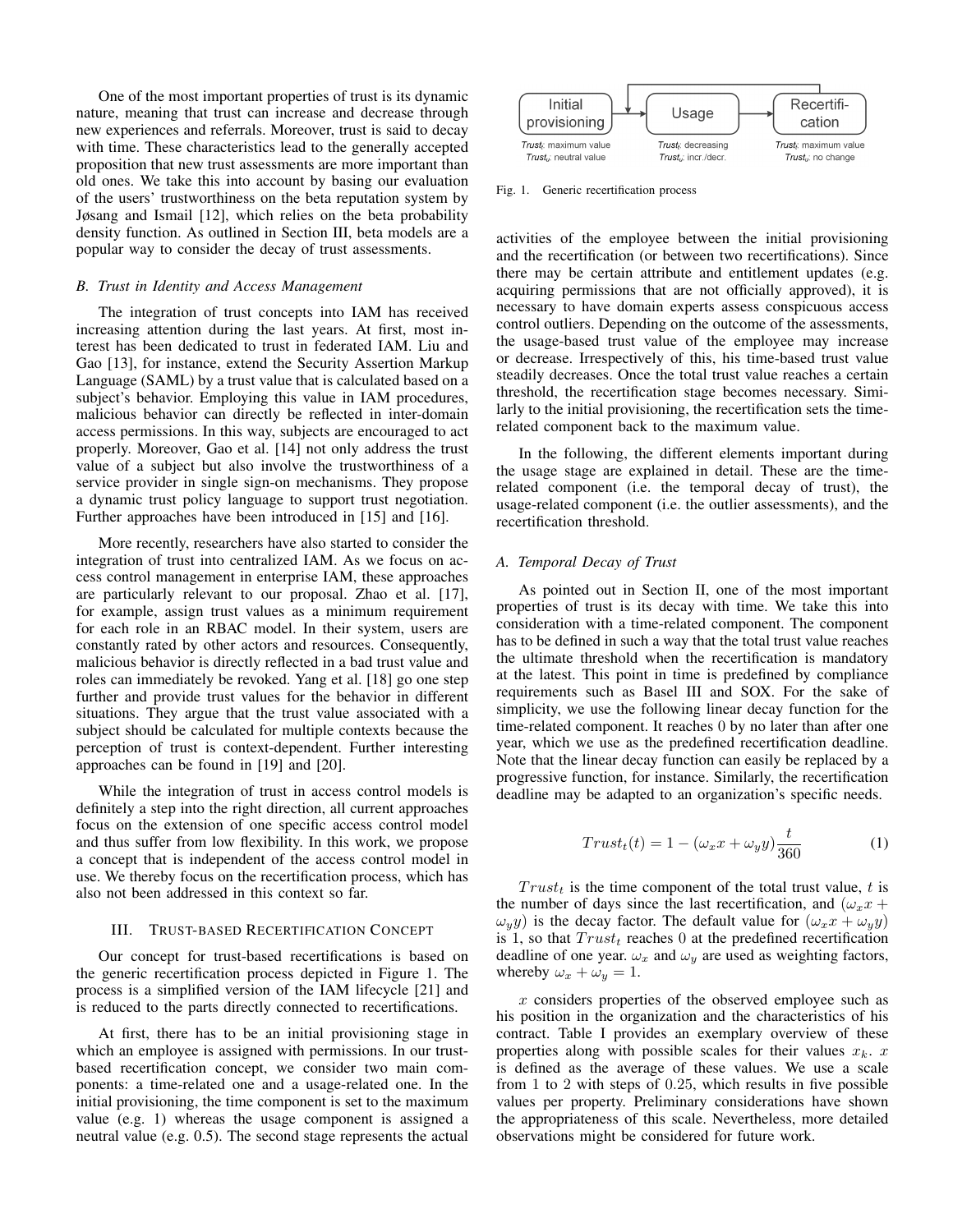One of the most important properties of trust is its dynamic nature, meaning that trust can increase and decrease through new experiences and referrals. Moreover, trust is said to decay with time. These characteristics lead to the generally accepted proposition that new trust assessments are more important than old ones. We take this into account by basing our evaluation of the users' trustworthiness on the beta reputation system by Jøsang and Ismail [12], which relies on the beta probability density function. As outlined in Section III, beta models are a popular way to consider the decay of trust assessments.

### *B. Trust in Identity and Access Management*

The integration of trust concepts into IAM has received increasing attention during the last years. At first, most interest has been dedicated to trust in federated IAM. Liu and Gao [13], for instance, extend the Security Assertion Markup Language (SAML) by a trust value that is calculated based on a subject's behavior. Employing this value in IAM procedures, malicious behavior can directly be reflected in inter-domain access permissions. In this way, subjects are encouraged to act properly. Moreover, Gao et al. [14] not only address the trust value of a subject but also involve the trustworthiness of a service provider in single sign-on mechanisms. They propose a dynamic trust policy language to support trust negotiation. Further approaches have been introduced in [15] and [16].

More recently, researchers have also started to consider the integration of trust into centralized IAM. As we focus on access control management in enterprise IAM, these approaches are particularly relevant to our proposal. Zhao et al. [17], for example, assign trust values as a minimum requirement for each role in an RBAC model. In their system, users are constantly rated by other actors and resources. Consequently, malicious behavior is directly reflected in a bad trust value and roles can immediately be revoked. Yang et al. [18] go one step further and provide trust values for the behavior in different situations. They argue that the trust value associated with a subject should be calculated for multiple contexts because the perception of trust is context-dependent. Further interesting approaches can be found in [19] and [20].

While the integration of trust in access control models is definitely a step into the right direction, all current approaches focus on the extension of one specific access control model and thus suffer from low flexibility. In this work, we propose a concept that is independent of the access control model in use. We thereby focus on the recertification process, which has also not been addressed in this context so far.

## III. Trust-based Recertification Concept

Our concept for trust-based recertifications is based on the generic recertification process depicted in Figure 1. The process is a simplified version of the IAM lifecycle [21] and is reduced to the parts directly connected to recertifications.

At first, there has to be an initial provisioning stage in which an employee is assigned with permissions. In our trust-based recertification concept, we consider two main components: a time-related one and a usage-related one. In the initial provisioning, the time component is set to the maximum value (e.g. 1) whereas the usage component is assigned a neutral value (e.g. 0.5). The second stage represents the actual activities of the employee between the initial provisioning and the recertification (or between two recertifications). Since there may be certain attribute and entitlement updates (e.g. acquiring permissions that are not officially approved), it is necessary to have domain experts assess conspicuous access control outliers. Depending on the outcome of the assessments, the usage-based trust value of the employee may increase or decrease. Irrespectively of this, his time-based trust value steadily decreases. Once the total trust value reaches a certain threshold, the recertification stage becomes necessary. Similarly to the initial provisioning, the recertification sets the time-related component back to the maximum value.

Initial provisioning: $Trust_t$: maximum value, $Trust_u$: neutral value → Usage: $Trust_t$: decreasing, $Trust_u$: incr./decr. → Recertification: $Trust_t$: maximum value, $Trust_u$: no change

Fig. 1. Generic recertification process

In the following, the different elements important during the usage stage are explained in detail. These are the time-related component (i.e. the temporal decay of trust), the usage-related component (i.e. the outlier assessments), and the recertification threshold.

### *A. Temporal Decay of Trust*

As pointed out in Section II, one of the most important properties of trust is its decay with time. We take this into consideration with a time-related component. The component has to be defined in such a way that the total trust value reaches the ultimate threshold when the recertification is mandatory at the latest. This point in time is predefined by compliance requirements such as Basel III and SOX. For the sake of simplicity, we use the following linear decay function for the time-related component. It reaches 0 by no later than after one year, which we use as the predefined recertification deadline. Note that the linear decay function can easily be replaced by a progressive function, for instance. Similarly, the recertification deadline may be adapted to an organization's specific needs.

$$Trust_t(t) = 1 - (\omega_x x + \omega_y y)\frac{t}{360} \tag{1}$$

$Trust_t$ is the time component of the total trust value, $t$ is the number of days since the last recertification, and $(\omega_x x + \omega_y y)$ is the decay factor. The default value for $(\omega_x x + \omega_y y)$ is 1, so that $Trust_t$ reaches 0 at the predefined recertification deadline of one year. $\omega_x$ and $\omega_y$ are used as weighting factors, whereby $\omega_x + \omega_y = 1$.

$x$ considers properties of the observed employee such as his position in the organization and the characteristics of his contract. Table I provides an exemplary overview of these properties along with possible scales for their values $x_k$. $x$ is defined as the average of these values. We use a scale from 1 to 2 with steps of 0.25, which results in five possible values per property. Preliminary considerations have shown the appropriateness of this scale. Nevertheless, more detailed observations might be considered for future work.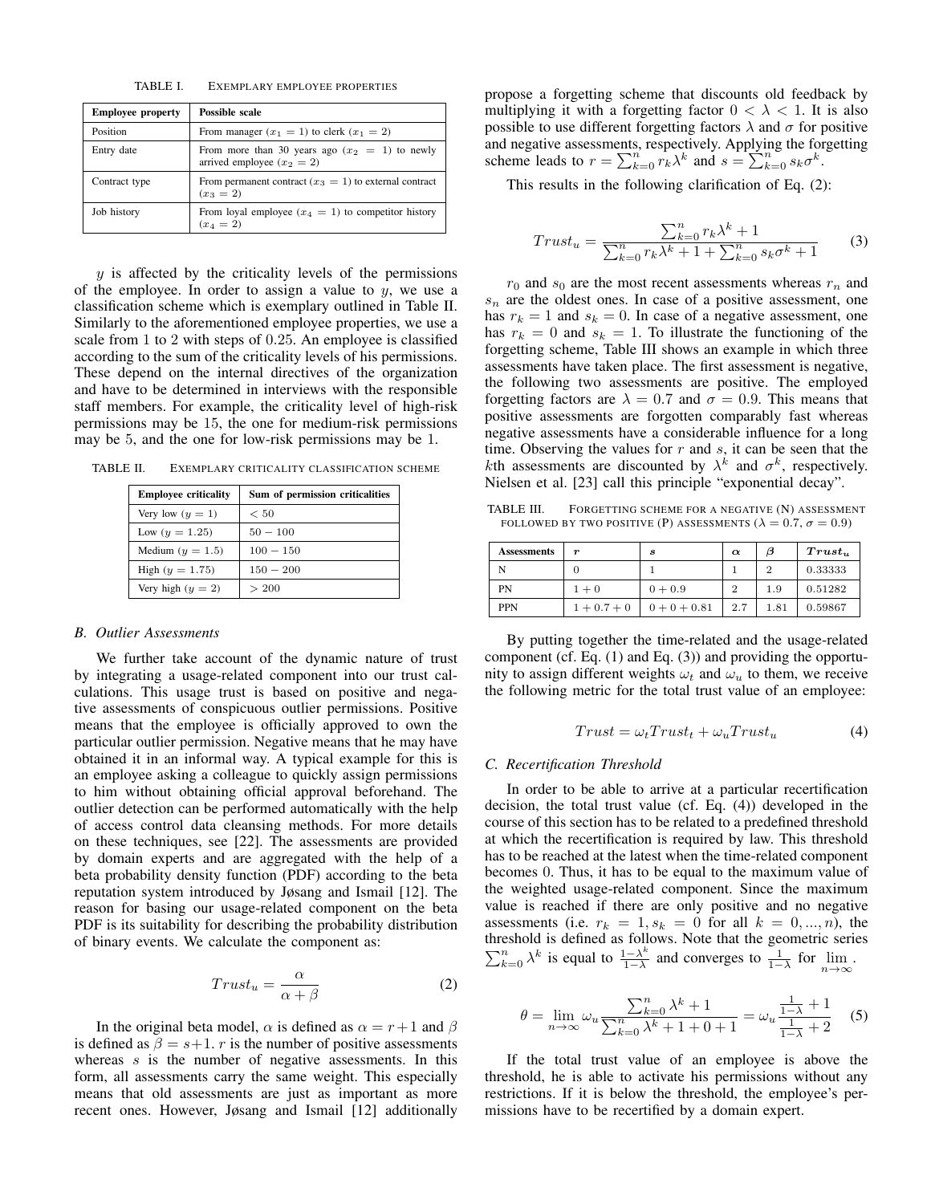TABLE I. EXEMPLARY EMPLOYEE PROPERTIES

| Employee property | Possible scale |
|---|---|
| Position | From manager ($x_1 = 1$) to clerk ($x_1 = 2$) |
| Entry date | From more than 30 years ago ($x_2 = 1$) to newly arrived employee ($x_2 = 2$) |
| Contract type | From permanent contract ($x_3 = 1$) to external contract ($x_3 = 2$) |
| Job history | From loyal employee ($x_4 = 1$) to competitor history ($x_4 = 2$) |

$y$ is affected by the criticality levels of the permissions of the employee. In order to assign a value to $y$, we use a classification scheme which is exemplary outlined in Table II. Similarly to the aforementioned employee properties, we use a scale from 1 to 2 with steps of 0.25. An employee is classified according to the sum of the criticality levels of his permissions. These depend on the internal directives of the organization and have to be determined in interviews with the responsible staff members. For example, the criticality level of high-risk permissions may be 15, the one for medium-risk permissions may be 5, and the one for low-risk permissions may be 1.

TABLE II. EXEMPLARY CRITICALITY CLASSIFICATION SCHEME

| Employee criticality | Sum of permission criticalities |
|---|---|
| Very low ($y = 1$) | $< 50$ |
| Low ($y = 1.25$) | $50 - 100$ |
| Medium ($y = 1.5$) | $100 - 150$ |
| High ($y = 1.75$) | $150 - 200$ |
| Very high ($y = 2$) | $> 200$ |

### B. Outlier Assessments

We further take account of the dynamic nature of trust by integrating a usage-related component into our trust calculations. This usage trust is based on positive and negative assessments of conspicuous outlier permissions. Positive means that the employee is officially approved to own the particular outlier permission. Negative means that he may have obtained it in an informal way. A typical example for this is an employee asking a colleague to quickly assign permissions to him without obtaining official approval beforehand. The outlier detection can be performed automatically with the help of access control data cleansing methods. For more details on these techniques, see [22]. The assessments are provided by domain experts and are aggregated with the help of a beta probability density function (PDF) according to the beta reputation system introduced by Jøsang and Ismail [12]. The reason for basing our usage-related component on the beta PDF is its suitability for describing the probability distribution of binary events. We calculate the component as:

$$Trust_u = \frac{\alpha}{\alpha + \beta} \tag{2}$$

In the original beta model, $\alpha$ is defined as $\alpha = r+1$ and $\beta$ is defined as $\beta = s+1$. $r$ is the number of positive assessments whereas $s$ is the number of negative assessments. In this form, all assessments carry the same weight. This especially means that old assessments are just as important as more recent ones. However, Jøsang and Ismail [12] additionally propose a forgetting scheme that discounts old feedback by multiplying it with a forgetting factor $0 < \lambda < 1$. It is also possible to use different forgetting factors $\lambda$ and $\sigma$ for positive and negative assessments, respectively. Applying the forgetting scheme leads to $r = \sum_{k=0}^{n} r_k \lambda^k$ and $s = \sum_{k=0}^{n} s_k \sigma^k$.

This results in the following clarification of Eq. (2):

$$Trust_u = \frac{\sum_{k=0}^{n} r_k \lambda^k + 1}{\sum_{k=0}^{n} r_k \lambda^k + 1 + \sum_{k=0}^{n} s_k \sigma^k + 1} \tag{3}$$

$r_0$ and $s_0$ are the most recent assessments whereas $r_n$ and $s_n$ are the oldest ones. In case of a positive assessment, one has $r_k = 1$ and $s_k = 0$. In case of a negative assessment, one has $r_k = 0$ and $s_k = 1$. To illustrate the functioning of the forgetting scheme, Table III shows an example in which three assessments have taken place. The first assessment is negative, the following two assessments are positive. The employed forgetting factors are $\lambda = 0.7$ and $\sigma = 0.9$. This means that positive assessments are forgotten comparably fast whereas negative assessments have a considerable influence for a long time. Observing the values for $r$ and $s$, it can be seen that the $k$th assessments are discounted by $\lambda^k$ and $\sigma^k$, respectively. Nielsen et al. [23] call this principle "exponential decay".

TABLE III. FORGETTING SCHEME FOR A NEGATIVE (N) ASSESSMENT FOLLOWED BY TWO POSITIVE (P) ASSESSMENTS ($\lambda = 0.7$, $\sigma = 0.9$)

| Assessments | $r$ | $s$ | $\alpha$ | $\beta$ | $Trust_u$ |
|---|---|---|---|---|---|
| N | $0$ | $1$ | $1$ | $2$ | $0.33333$ |
| PN | $1 + 0$ | $0 + 0.9$ | $2$ | $1.9$ | $0.51282$ |
| PPN | $1 + 0.7 + 0$ | $0 + 0 + 0.81$ | $2.7$ | $1.81$ | $0.59867$ |

By putting together the time-related and the usage-related component (cf. Eq. (1) and Eq. (3)) and providing the opportunity to assign different weights $\omega_t$ and $\omega_u$ to them, we receive the following metric for the total trust value of an employee:

$$Trust = \omega_t Trust_t + \omega_u Trust_u \tag{4}$$

### C. Recertification Threshold

In order to be able to arrive at a particular recertification decision, the total trust value (cf. Eq. (4)) developed in the course of this section has to be related to a predefined threshold at which the recertification is required by law. This threshold has to be reached at the latest when the time-related component becomes 0. Thus, it has to be equal to the maximum value of the weighted usage-related component. Since the maximum value is reached if there are only positive and no negative assessments (i.e. $r_k = 1, s_k = 0$ for all $k = 0, ..., n$), the threshold is defined as follows. Note that the geometric series $\sum_{k=0}^{n} \lambda^k$ is equal to $\frac{1-\lambda^k}{1-\lambda}$ and converges to $\frac{1}{1-\lambda}$ for $\lim_{n \to \infty}$.

$$\theta = \lim_{n \to \infty} \omega_u \frac{\sum_{k=0}^{n} \lambda^k + 1}{\sum_{k=0}^{n} \lambda^k + 1 + 0 + 1} = \omega_u \frac{\frac{1}{1-\lambda} + 1}{\frac{1}{1-\lambda} + 2} \tag{5}$$

If the total trust value of an employee is above the threshold, he is able to activate his permissions without any restrictions. If it is below the threshold, the employee's permissions have to be recertified by a domain expert.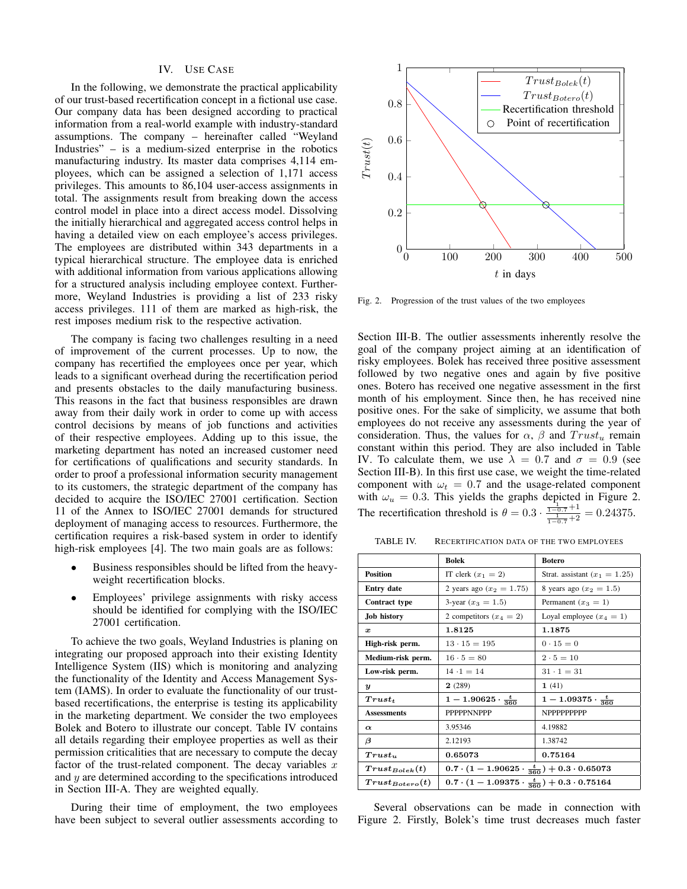## IV. Use Case

In the following, we demonstrate the practical applicability of our trust-based recertification concept in a fictional use case. Our company data has been designed according to practical information from a real-world example with industry-standard assumptions. The company – hereinafter called "Weyland Industries" – is a medium-sized enterprise in the robotics manufacturing industry. Its master data comprises 4,114 employees, which can be assigned a selection of 1,171 access privileges. This amounts to 86,104 user-access assignments in total. The assignments result from breaking down the access control model in place into a direct access model. Dissolving the initially hierarchical and aggregated access control helps in having a detailed view on each employee's access privileges. The employees are distributed within 343 departments in a typical hierarchical structure. The employee data is enriched with additional information from various applications allowing for a structured analysis including employee context. Furthermore, Weyland Industries is providing a list of 233 risky access privileges. 111 of them are marked as high-risk, the rest imposes medium risk to the respective activation.

The company is facing two challenges resulting in a need of improvement of the current processes. Up to now, the company has recertified the employees once per year, which leads to a significant overhead during the recertification period and presents obstacles to the daily manufacturing business. This reasons in the fact that business responsibles are drawn away from their daily work in order to come up with access control decisions by means of job functions and activities of their respective employees. Adding up to this issue, the marketing department has noted an increased customer need for certifications of qualifications and security standards. In order to proof a professional information security management to its customers, the strategic department of the company has decided to acquire the ISO/IEC 27001 certification. Section 11 of the Annex to ISO/IEC 27001 demands for structured deployment of managing access to resources. Furthermore, the certification requires a risk-based system in order to identify high-risk employees [4]. The two main goals are as follows:

- Business responsibles should be lifted from the heavy-weight recertification blocks.
- Employees' privilege assignments with risky access should be identified for complying with the ISO/IEC 27001 certification.

To achieve the two goals, Weyland Industries is planing on integrating our proposed approach into their existing Identity Intelligence System (IIS) which is monitoring and analyzing the functionality of the Identity and Access Management System (IAMS). In order to evaluate the functionality of our trust-based recertifications, the enterprise is testing its applicability in the marketing department. We consider the two employees Bolek and Botero to illustrate our concept. Table IV contains all details regarding their employee properties as well as their permission criticalities that are necessary to compute the decay factor of the trust-related component. The decay variables $x$ and $y$ are determined according to the specifications introduced in Section III-A. They are weighted equally.

During their time of employment, the two employees have been subject to several outlier assessments according to Section III-B. The outlier assessments inherently resolve the goal of the company project aiming at an identification of risky employees. Bolek has received three positive assessment followed by two negative ones and again by five positive ones. Botero has received one negative assessment in the first month of his employment. Since then, he has received nine positive ones. For the sake of simplicity, we assume that both employees do not receive any assessments during the year of consideration. Thus, the values for $\alpha$, $\beta$ and $Trust_u$ remain constant within this period. They are also included in Table IV. To calculate them, we use $\lambda = 0.7$ and $\sigma = 0.9$ (see Section III-B). In this first use case, we weight the time-related component with $\omega_t = 0.7$ and the usage-related component with $\omega_u = 0.3$. This yields the graphs depicted in Figure 2. The recertification threshold is $\theta = 0.3 \cdot \frac{\frac{1}{1-0.7}+1}{\frac{1}{1-0.7}+2} = 0.24375$.

Fig. 2. Progression of the trust values of the two employees

TABLE IV. Recertification data of the two employees

| | Bolek | Botero |
|---|---|---|
| **Position** | IT clerk ($x_1 = 2$) | Strat. assistant ($x_1 = 1.25$) |
| **Entry date** | 2 years ago ($x_2 = 1.75$) | 8 years ago ($x_2 = 1.5$) |
| **Contract type** | 3-year ($x_3 = 1.5$) | Permanent ($x_3 = 1$) |
| **Job history** | 2 competitors ($x_4 = 2$) | Loyal employee ($x_4 = 1$) |
| $\boldsymbol{x}$ | **1.8125** | **1.1875** |
| **High-risk perm.** | $13 \cdot 15 = 195$ | $0 \cdot 15 = 0$ |
| **Medium-risk perm.** | $16 \cdot 5 = 80$ | $2 \cdot 5 = 10$ |
| **Low-risk perm.** | $14 \cdot 1 = 14$ | $31 \cdot 1 = 31$ |
| $\boldsymbol{y}$ | **2** (289) | **1** (41) |
| $\boldsymbol{Trust_t}$ | $\mathbf{1 - 1.90625 \cdot \frac{t}{360}}$ | $\mathbf{1 - 1.09375 \cdot \frac{t}{360}}$ |
| **Assessments** | PPPPPNNPPP | NPPPPPPPPP |
| $\boldsymbol{\alpha}$ | 3.95346 | 4.19882 |
| $\boldsymbol{\beta}$ | 2.12193 | 1.38742 |
| $\boldsymbol{Trust_u}$ | **0.65073** | **0.75164** |
| $\boldsymbol{Trust_{Bolek}(t)}$ | $\mathbf{0.7 \cdot (1 - 1.90625 \cdot \frac{t}{360}) + 0.3 \cdot 0.65073}$ | |
| $\boldsymbol{Trust_{Botero}(t)}$ | $\mathbf{0.7 \cdot (1 - 1.09375 \cdot \frac{t}{360}) + 0.3 \cdot 0.75164}$ | |

Several observations can be made in connection with Figure 2. Firstly, Bolek's time trust decreases much faster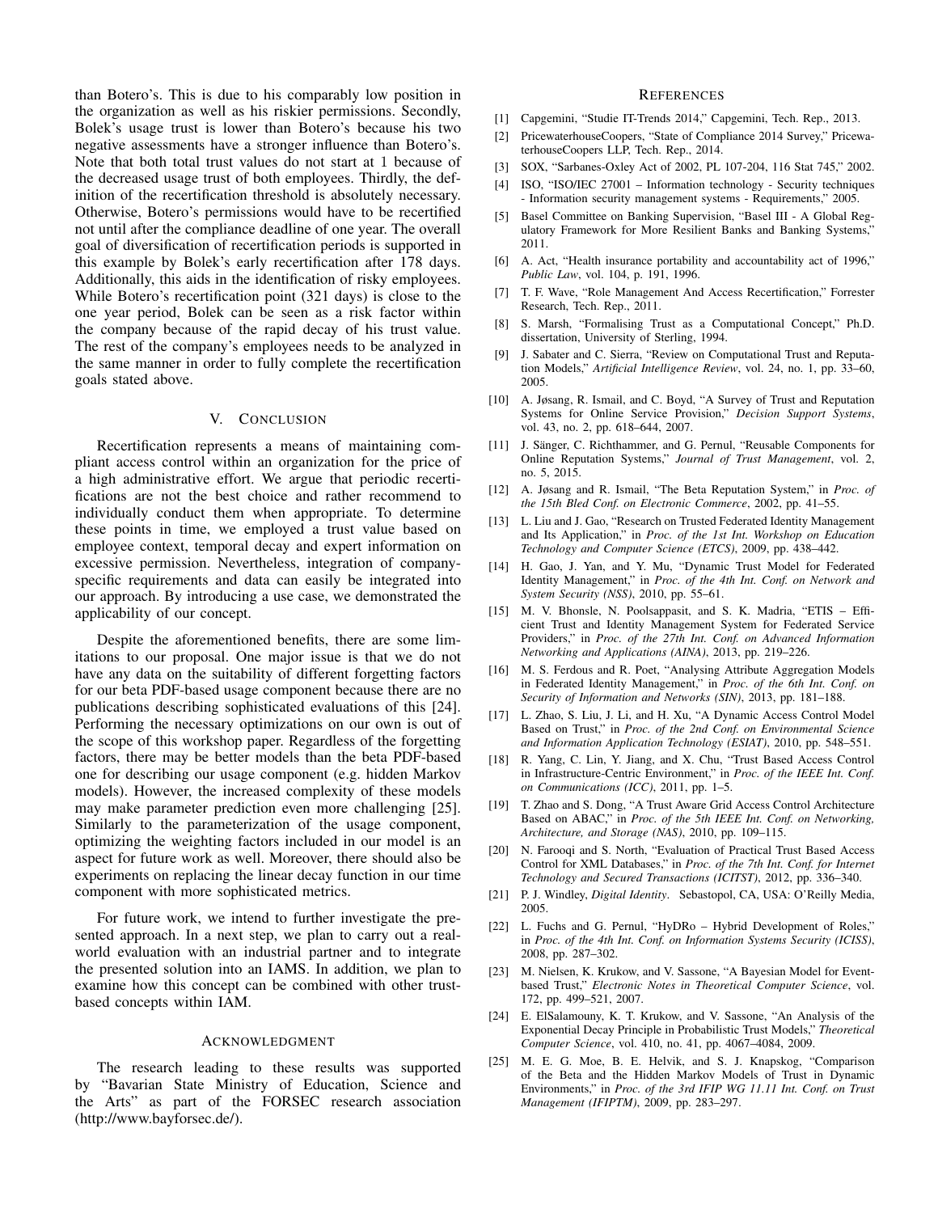than Botero's. This is due to his comparably low position in the organization as well as his riskier permissions. Secondly, Bolek's usage trust is lower than Botero's because his two negative assessments have a stronger influence than Botero's. Note that both total trust values do not start at 1 because of the decreased usage trust of both employees. Thirdly, the definition of the recertification threshold is absolutely necessary. Otherwise, Botero's permissions would have to be recertified not until after the compliance deadline of one year. The overall goal of diversification of recertification periods is supported in this example by Bolek's early recertification after 178 days. Additionally, this aids in the identification of risky employees. While Botero's recertification point (321 days) is close to the one year period, Bolek can be seen as a risk factor within the company because of the rapid decay of his trust value. The rest of the company's employees needs to be analyzed in the same manner in order to fully complete the recertification goals stated above.

## V. Conclusion

Recertification represents a means of maintaining compliant access control within an organization for the price of a high administrative effort. We argue that periodic recertifications are not the best choice and rather recommend to individually conduct them when appropriate. To determine these points in time, we employed a trust value based on employee context, temporal decay and expert information on excessive permission. Nevertheless, integration of company-specific requirements and data can easily be integrated into our approach. By introducing a use case, we demonstrated the applicability of our concept.

Despite the aforementioned benefits, there are some limitations to our proposal. One major issue is that we do not have any data on the suitability of different forgetting factors for our beta PDF-based usage component because there are no publications describing sophisticated evaluations of this [24]. Performing the necessary optimizations on our own is out of the scope of this workshop paper. Regardless of the forgetting factors, there may be better models than the beta PDF-based one for describing our usage component (e.g. hidden Markov models). However, the increased complexity of these models may make parameter prediction even more challenging [25]. Similarly to the parameterization of the usage component, optimizing the weighting factors included in our model is an aspect for future work as well. Moreover, there should also be experiments on replacing the linear decay function in our time component with more sophisticated metrics.

For future work, we intend to further investigate the presented approach. In a next step, we plan to carry out a real-world evaluation with an industrial partner and to integrate the presented solution into an IAMS. In addition, we plan to examine how this concept can be combined with other trust-based concepts within IAM.

## Acknowledgment

The research leading to these results was supported by "Bavarian State Ministry of Education, Science and the Arts" as part of the FORSEC research association (http://www.bayforsec.de/).

## References

[1] Capgemini, "Studie IT-Trends 2014," Capgemini, Tech. Rep., 2013.

[2] PricewaterhouseCoopers, "State of Compliance 2014 Survey," PricewaterhouseCoopers LLP, Tech. Rep., 2014.

[3] SOX, "Sarbanes-Oxley Act of 2002, PL 107-204, 116 Stat 745," 2002.

[4] ISO, "ISO/IEC 27001 – Information technology - Security techniques - Information security management systems - Requirements," 2005.

[5] Basel Committee on Banking Supervision, "Basel III - A Global Regulatory Framework for More Resilient Banks and Banking Systems," 2011.

[6] A. Act, "Health insurance portability and accountability act of 1996," *Public Law*, vol. 104, p. 191, 1996.

[7] T. F. Wave, "Role Management And Access Recertification," Forrester Research, Tech. Rep., 2011.

[8] S. Marsh, "Formalising Trust as a Computational Concept," Ph.D. dissertation, University of Sterling, 1994.

[9] J. Sabater and C. Sierra, "Review on Computational Trust and Reputation Models," *Artificial Intelligence Review*, vol. 24, no. 1, pp. 33–60, 2005.

[10] A. Jøsang, R. Ismail, and C. Boyd, "A Survey of Trust and Reputation Systems for Online Service Provision," *Decision Support Systems*, vol. 43, no. 2, pp. 618–644, 2007.

[11] J. Sänger, C. Richthammer, and G. Pernul, "Reusable Components for Online Reputation Systems," *Journal of Trust Management*, vol. 2, no. 5, 2015.

[12] A. Jøsang and R. Ismail, "The Beta Reputation System," in *Proc. of the 15th Bled Conf. on Electronic Commerce*, 2002, pp. 41–55.

[13] L. Liu and J. Gao, "Research on Trusted Federated Identity Management and Its Application," in *Proc. of the 1st Int. Workshop on Education Technology and Computer Science (ETCS)*, 2009, pp. 438–442.

[14] H. Gao, J. Yan, and Y. Mu, "Dynamic Trust Model for Federated Identity Management," in *Proc. of the 4th Int. Conf. on Network and System Security (NSS)*, 2010, pp. 55–61.

[15] M. V. Bhonsle, N. Poolsappasit, and S. K. Madria, "ETIS – Efficient Trust and Identity Management System for Federated Service Providers," in *Proc. of the 27th Int. Conf. on Advanced Information Networking and Applications (AINA)*, 2013, pp. 219–226.

[16] M. S. Ferdous and R. Poet, "Analysing Attribute Aggregation Models in Federated Identity Management," in *Proc. of the 6th Int. Conf. on Security of Information and Networks (SIN)*, 2013, pp. 181–188.

[17] L. Zhao, S. Liu, J. Li, and H. Xu, "A Dynamic Access Control Model Based on Trust," in *Proc. of the 2nd Conf. on Environmental Science and Information Application Technology (ESIAT)*, 2010, pp. 548–551.

[18] R. Yang, C. Lin, Y. Jiang, and X. Chu, "Trust Based Access Control in Infrastructure-Centric Environment," in *Proc. of the IEEE Int. Conf. on Communications (ICC)*, 2011, pp. 1–5.

[19] T. Zhao and S. Dong, "A Trust Aware Grid Access Control Architecture Based on ABAC," in *Proc. of the 5th IEEE Int. Conf. on Networking, Architecture, and Storage (NAS)*, 2010, pp. 109–115.

[20] N. Farooqi and S. North, "Evaluation of Practical Trust Based Access Control for XML Databases," in *Proc. of the 7th Int. Conf. for Internet Technology and Secured Transactions (ICITST)*, 2012, pp. 336–340.

[21] P. J. Windley, *Digital Identity*. Sebastopol, CA, USA: O'Reilly Media, 2005.

[22] L. Fuchs and G. Pernul, "HyDRo – Hybrid Development of Roles," in *Proc. of the 4th Int. Conf. on Information Systems Security (ICISS)*, 2008, pp. 287–302.

[23] M. Nielsen, K. Krukow, and V. Sassone, "A Bayesian Model for Event-based Trust," *Electronic Notes in Theoretical Computer Science*, vol. 172, pp. 499–521, 2007.

[24] E. ElSalamouny, K. T. Krukow, and V. Sassone, "An Analysis of the Exponential Decay Principle in Probabilistic Trust Models," *Theoretical Computer Science*, vol. 410, no. 41, pp. 4067–4084, 2009.

[25] M. E. G. Moe, B. E. Helvik, and S. J. Knapskog, "Comparison of the Beta and the Hidden Markov Models of Trust in Dynamic Environments," in *Proc. of the 3rd IFIP WG 11.11 Int. Conf. on Trust Management (IFIPTM)*, 2009, pp. 283–297.